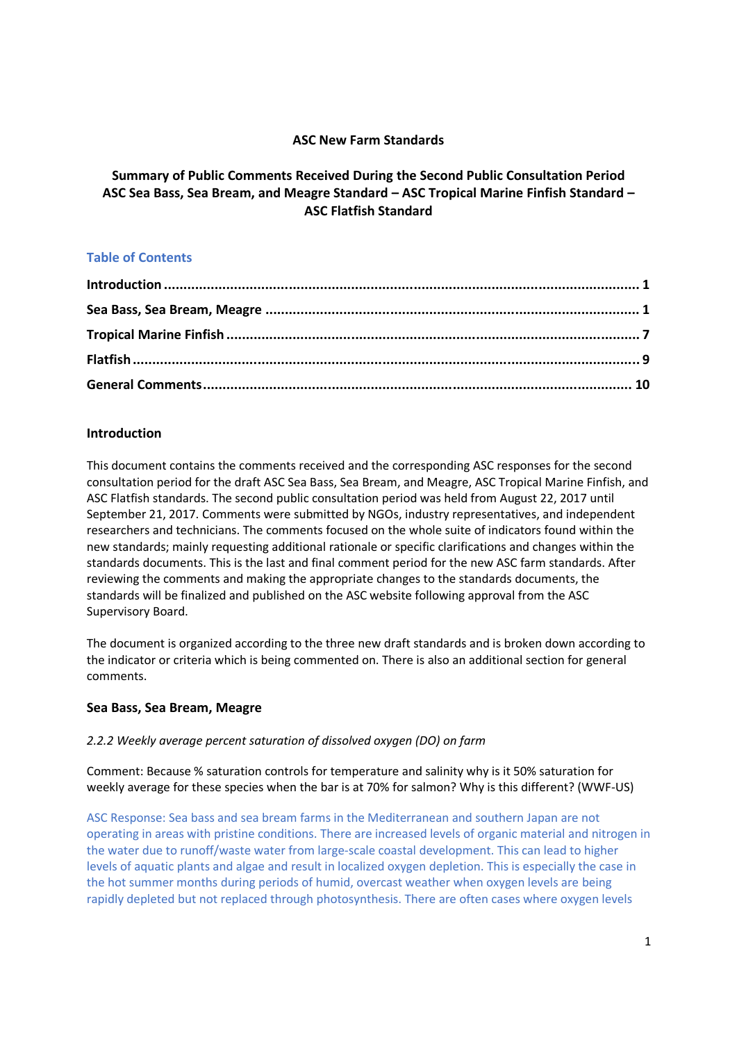**ASC New Farm Standards**

**Summary of Public Comments Received During the Second Public Consultation Period ASC Sea Bass, Sea Bream, and Meagre Standard – ASC Tropical Marine Finfish Standard – ASC Flatfish Standard**

## Table of Contents

**Introduction** ........................................................................................................................... **1**

**Sea Bass, Sea Bream, Meagre** .............................................................................................. **1**

**Tropical Marine Finfish** ......................................................................................................... **7**

**Flatfish** ................................................................................................................................... **9**

**General Comments** ............................................................................................................. **10**

### Introduction

This document contains the comments received and the corresponding ASC responses for the second consultation period for the draft ASC Sea Bass, Sea Bream, and Meagre, ASC Tropical Marine Finfish, and ASC Flatfish standards. The second public consultation period was held from August 22, 2017 until September 21, 2017. Comments were submitted by NGOs, industry representatives, and independent researchers and technicians. The comments focused on the whole suite of indicators found within the new standards; mainly requesting additional rationale or specific clarifications and changes within the standards documents. This is the last and final comment period for the new ASC farm standards. After reviewing the comments and making the appropriate changes to the standards documents, the standards will be finalized and published on the ASC website following approval from the ASC Supervisory Board.

The document is organized according to the three new draft standards and is broken down according to the indicator or criteria which is being commented on. There is also an additional section for general comments.

### Sea Bass, Sea Bream, Meagre

*2.2.2 Weekly average percent saturation of dissolved oxygen (DO) on farm*

Comment: Because % saturation controls for temperature and salinity why is it 50% saturation for weekly average for these species when the bar is at 70% for salmon? Why is this different? (WWF-US)

ASC Response: Sea bass and sea bream farms in the Mediterranean and southern Japan are not operating in areas with pristine conditions. There are increased levels of organic material and nitrogen in the water due to runoff/waste water from large-scale coastal development. This can lead to higher levels of aquatic plants and algae and result in localized oxygen depletion. This is especially the case in the hot summer months during periods of humid, overcast weather when oxygen levels are being rapidly depleted but not replaced through photosynthesis. There are often cases where oxygen levels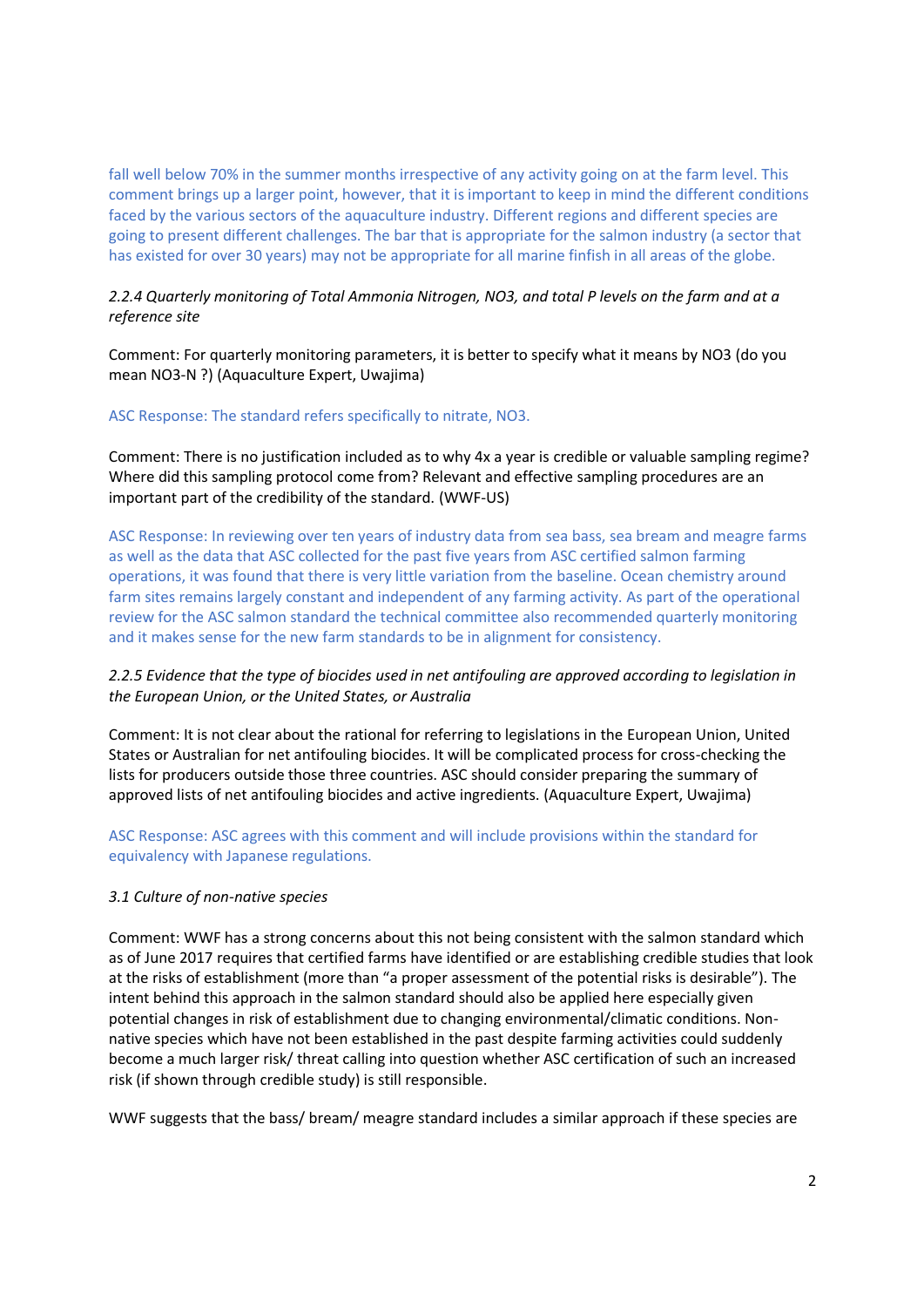fall well below 70% in the summer months irrespective of any activity going on at the farm level. This comment brings up a larger point, however, that it is important to keep in mind the different conditions faced by the various sectors of the aquaculture industry. Different regions and different species are going to present different challenges. The bar that is appropriate for the salmon industry (a sector that has existed for over 30 years) may not be appropriate for all marine finfish in all areas of the globe.

*2.2.4 Quarterly monitoring of Total Ammonia Nitrogen, NO3, and total P levels on the farm and at a reference site*

Comment: For quarterly monitoring parameters, it is better to specify what it means by NO3 (do you mean NO3-N ?) (Aquaculture Expert, Uwajima)

ASC Response: The standard refers specifically to nitrate, NO3.

Comment: There is no justification included as to why 4x a year is credible or valuable sampling regime? Where did this sampling protocol come from? Relevant and effective sampling procedures are an important part of the credibility of the standard. (WWF-US)

ASC Response: In reviewing over ten years of industry data from sea bass, sea bream and meagre farms as well as the data that ASC collected for the past five years from ASC certified salmon farming operations, it was found that there is very little variation from the baseline. Ocean chemistry around farm sites remains largely constant and independent of any farming activity. As part of the operational review for the ASC salmon standard the technical committee also recommended quarterly monitoring and it makes sense for the new farm standards to be in alignment for consistency.

*2.2.5 Evidence that the type of biocides used in net antifouling are approved according to legislation in the European Union, or the United States, or Australia*

Comment: It is not clear about the rational for referring to legislations in the European Union, United States or Australian for net antifouling biocides. It will be complicated process for cross-checking the lists for producers outside those three countries. ASC should consider preparing the summary of approved lists of net antifouling biocides and active ingredients. (Aquaculture Expert, Uwajima)

ASC Response: ASC agrees with this comment and will include provisions within the standard for equivalency with Japanese regulations.

*3.1 Culture of non-native species*

Comment: WWF has a strong concerns about this not being consistent with the salmon standard which as of June 2017 requires that certified farms have identified or are establishing credible studies that look at the risks of establishment (more than "a proper assessment of the potential risks is desirable"). The intent behind this approach in the salmon standard should also be applied here especially given potential changes in risk of establishment due to changing environmental/climatic conditions. Non-native species which have not been established in the past despite farming activities could suddenly become a much larger risk/ threat calling into question whether ASC certification of such an increased risk (if shown through credible study) is still responsible.

WWF suggests that the bass/ bream/ meagre standard includes a similar approach if these species are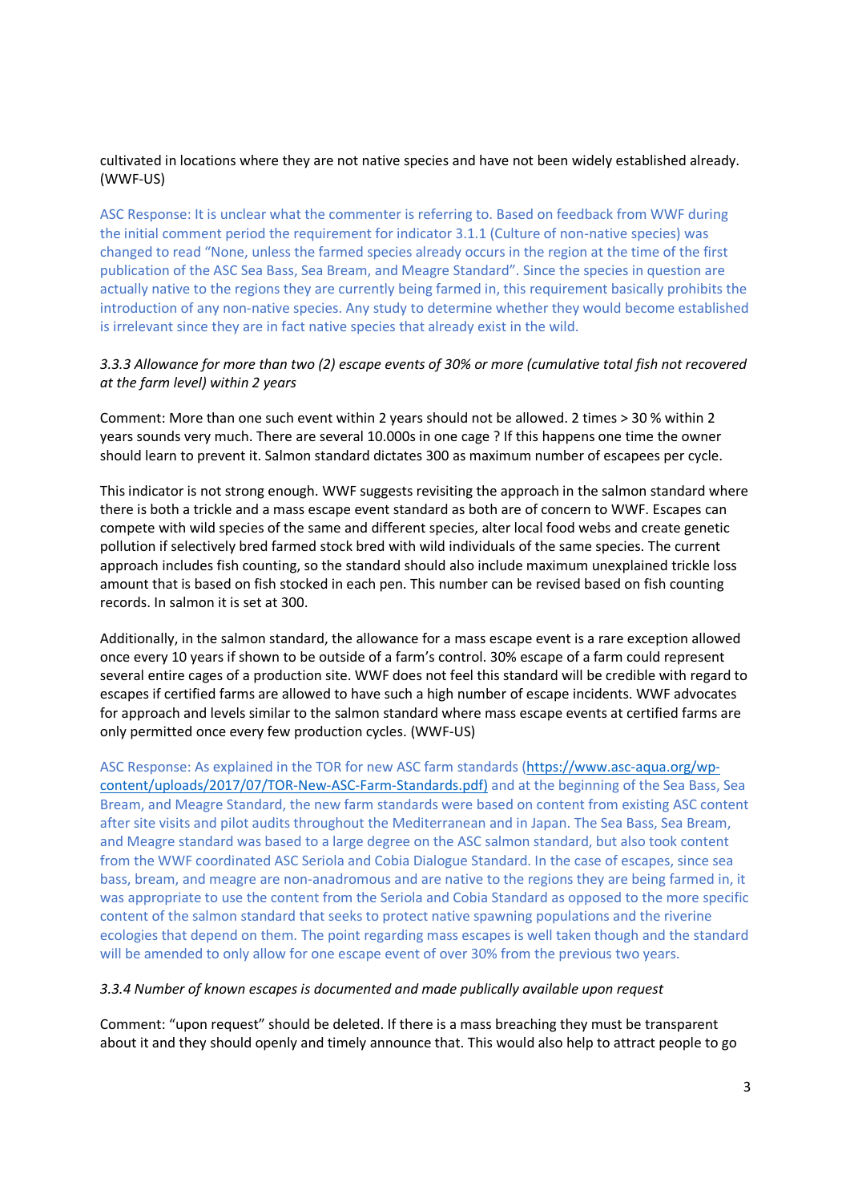cultivated in locations where they are not native species and have not been widely established already. (WWF-US)

ASC Response: It is unclear what the commenter is referring to. Based on feedback from WWF during the initial comment period the requirement for indicator 3.1.1 (Culture of non-native species) was changed to read "None, unless the farmed species already occurs in the region at the time of the first publication of the ASC Sea Bass, Sea Bream, and Meagre Standard". Since the species in question are actually native to the regions they are currently being farmed in, this requirement basically prohibits the introduction of any non-native species. Any study to determine whether they would become established is irrelevant since they are in fact native species that already exist in the wild.

*3.3.3 Allowance for more than two (2) escape events of 30% or more (cumulative total fish not recovered at the farm level) within 2 years*

Comment: More than one such event within 2 years should not be allowed. 2 times > 30 % within 2 years sounds very much. There are several 10.000s in one cage ? If this happens one time the owner should learn to prevent it. Salmon standard dictates 300 as maximum number of escapees per cycle.

This indicator is not strong enough. WWF suggests revisiting the approach in the salmon standard where there is both a trickle and a mass escape event standard as both are of concern to WWF. Escapes can compete with wild species of the same and different species, alter local food webs and create genetic pollution if selectively bred farmed stock bred with wild individuals of the same species. The current approach includes fish counting, so the standard should also include maximum unexplained trickle loss amount that is based on fish stocked in each pen. This number can be revised based on fish counting records. In salmon it is set at 300.

Additionally, in the salmon standard, the allowance for a mass escape event is a rare exception allowed once every 10 years if shown to be outside of a farm's control. 30% escape of a farm could represent several entire cages of a production site. WWF does not feel this standard will be credible with regard to escapes if certified farms are allowed to have such a high number of escape incidents. WWF advocates for approach and levels similar to the salmon standard where mass escape events at certified farms are only permitted once every few production cycles. (WWF-US)

ASC Response: As explained in the TOR for new ASC farm standards (https://www.asc-aqua.org/wp-content/uploads/2017/07/TOR-New-ASC-Farm-Standards.pdf) and at the beginning of the Sea Bass, Sea Bream, and Meagre Standard, the new farm standards were based on content from existing ASC content after site visits and pilot audits throughout the Mediterranean and in Japan. The Sea Bass, Sea Bream, and Meagre standard was based to a large degree on the ASC salmon standard, but also took content from the WWF coordinated ASC Seriola and Cobia Dialogue Standard. In the case of escapes, since sea bass, bream, and meagre are non-anadromous and are native to the regions they are being farmed in, it was appropriate to use the content from the Seriola and Cobia Standard as opposed to the more specific content of the salmon standard that seeks to protect native spawning populations and the riverine ecologies that depend on them. The point regarding mass escapes is well taken though and the standard will be amended to only allow for one escape event of over 30% from the previous two years.

*3.3.4 Number of known escapes is documented and made publically available upon request*

Comment: "upon request" should be deleted. If there is a mass breaching they must be transparent about it and they should openly and timely announce that. This would also help to attract people to go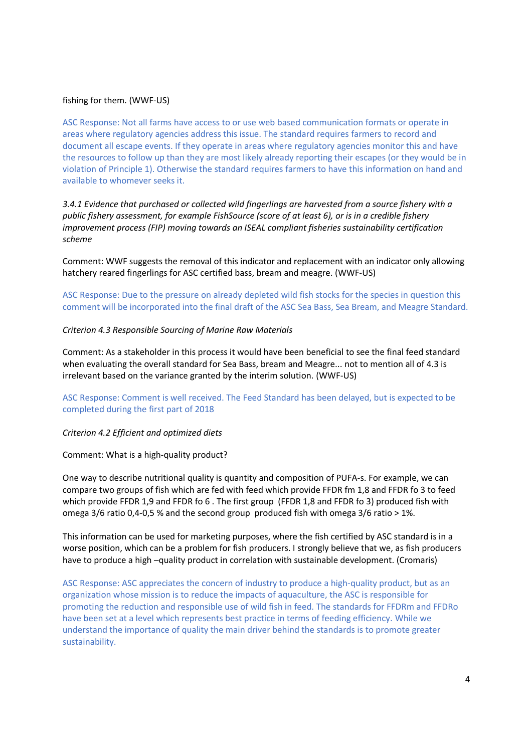fishing for them. (WWF-US)

ASC Response: Not all farms have access to or use web based communication formats or operate in areas where regulatory agencies address this issue. The standard requires farmers to record and document all escape events. If they operate in areas where regulatory agencies monitor this and have the resources to follow up than they are most likely already reporting their escapes (or they would be in violation of Principle 1). Otherwise the standard requires farmers to have this information on hand and available to whomever seeks it.

*3.4.1 Evidence that purchased or collected wild fingerlings are harvested from a source fishery with a public fishery assessment, for example FishSource (score of at least 6), or is in a credible fishery improvement process (FIP) moving towards an ISEAL compliant fisheries sustainability certification scheme*

Comment: WWF suggests the removal of this indicator and replacement with an indicator only allowing hatchery reared fingerlings for ASC certified bass, bream and meagre. (WWF-US)

ASC Response: Due to the pressure on already depleted wild fish stocks for the species in question this comment will be incorporated into the final draft of the ASC Sea Bass, Sea Bream, and Meagre Standard.

*Criterion 4.3 Responsible Sourcing of Marine Raw Materials*

Comment: As a stakeholder in this process it would have been beneficial to see the final feed standard when evaluating the overall standard for Sea Bass, bream and Meagre... not to mention all of 4.3 is irrelevant based on the variance granted by the interim solution. (WWF-US)

ASC Response: Comment is well received. The Feed Standard has been delayed, but is expected to be completed during the first part of 2018

*Criterion 4.2 Efficient and optimized diets*

Comment: What is a high-quality product?

One way to describe nutritional quality is quantity and composition of PUFA-s. For example, we can compare two groups of fish which are fed with feed which provide FFDR fm 1,8 and FFDR fo 3 to feed which provide FFDR 1,9 and FFDR fo 6 . The first group (FFDR 1,8 and FFDR fo 3) produced fish with omega 3/6 ratio 0,4-0,5 % and the second group produced fish with omega 3/6 ratio > 1%.

This information can be used for marketing purposes, where the fish certified by ASC standard is in a worse position, which can be a problem for fish producers. I strongly believe that we, as fish producers have to produce a high –quality product in correlation with sustainable development. (Cromaris)

ASC Response: ASC appreciates the concern of industry to produce a high-quality product, but as an organization whose mission is to reduce the impacts of aquaculture, the ASC is responsible for promoting the reduction and responsible use of wild fish in feed. The standards for FFDRm and FFDRo have been set at a level which represents best practice in terms of feeding efficiency. While we understand the importance of quality the main driver behind the standards is to promote greater sustainability.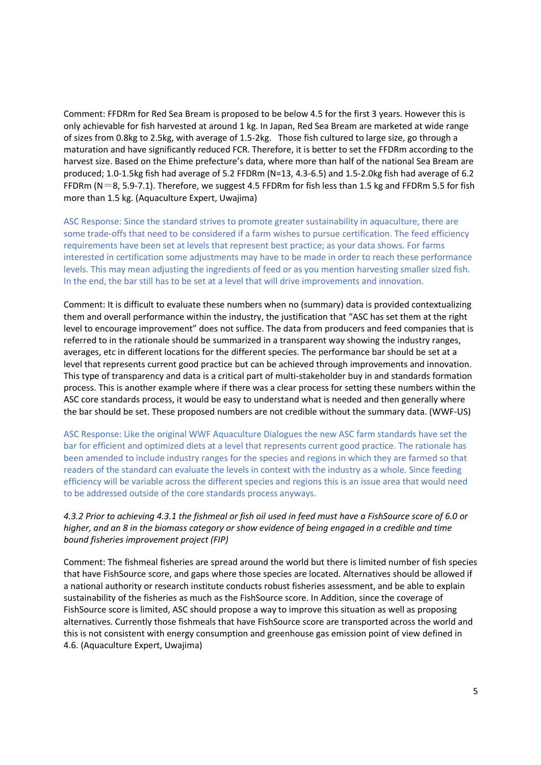Comment: FFDRm for Red Sea Bream is proposed to be below 4.5 for the first 3 years. However this is only achievable for fish harvested at around 1 kg. In Japan, Red Sea Bream are marketed at wide range of sizes from 0.8kg to 2.5kg, with average of 1.5-2kg. Those fish cultured to large size, go through a maturation and have significantly reduced FCR. Therefore, it is better to set the FFDRm according to the harvest size. Based on the Ehime prefecture's data, where more than half of the national Sea Bream are produced; 1.0-1.5kg fish had average of 5.2 FFDRm (N=13, 4.3-6.5) and 1.5-2.0kg fish had average of 6.2 FFDRm (N＝8, 5.9-7.1). Therefore, we suggest 4.5 FFDRm for fish less than 1.5 kg and FFDRm 5.5 for fish more than 1.5 kg. (Aquaculture Expert, Uwajima)

ASC Response: Since the standard strives to promote greater sustainability in aquaculture, there are some trade-offs that need to be considered if a farm wishes to pursue certification. The feed efficiency requirements have been set at levels that represent best practice; as your data shows. For farms interested in certification some adjustments may have to be made in order to reach these performance levels. This may mean adjusting the ingredients of feed or as you mention harvesting smaller sized fish. In the end, the bar still has to be set at a level that will drive improvements and innovation.

Comment: It is difficult to evaluate these numbers when no (summary) data is provided contextualizing them and overall performance within the industry, the justification that "ASC has set them at the right level to encourage improvement" does not suffice. The data from producers and feed companies that is referred to in the rationale should be summarized in a transparent way showing the industry ranges, averages, etc in different locations for the different species. The performance bar should be set at a level that represents current good practice but can be achieved through improvements and innovation. This type of transparency and data is a critical part of multi-stakeholder buy in and standards formation process. This is another example where if there was a clear process for setting these numbers within the ASC core standards process, it would be easy to understand what is needed and then generally where the bar should be set. These proposed numbers are not credible without the summary data. (WWF-US)

ASC Response: Like the original WWF Aquaculture Dialogues the new ASC farm standards have set the bar for efficient and optimized diets at a level that represents current good practice. The rationale has been amended to include industry ranges for the species and regions in which they are farmed so that readers of the standard can evaluate the levels in context with the industry as a whole. Since feeding efficiency will be variable across the different species and regions this is an issue area that would need to be addressed outside of the core standards process anyways.

*4.3.2 Prior to achieving 4.3.1 the fishmeal or fish oil used in feed must have a FishSource score of 6.0 or higher, and an 8 in the biomass category or show evidence of being engaged in a credible and time bound fisheries improvement project (FIP)*

Comment: The fishmeal fisheries are spread around the world but there is limited number of fish species that have FishSource score, and gaps where those species are located. Alternatives should be allowed if a national authority or research institute conducts robust fisheries assessment, and be able to explain sustainability of the fisheries as much as the FishSource score. In Addition, since the coverage of FishSource score is limited, ASC should propose a way to improve this situation as well as proposing alternatives. Currently those fishmeals that have FishSource score are transported across the world and this is not consistent with energy consumption and greenhouse gas emission point of view defined in 4.6. (Aquaculture Expert, Uwajima)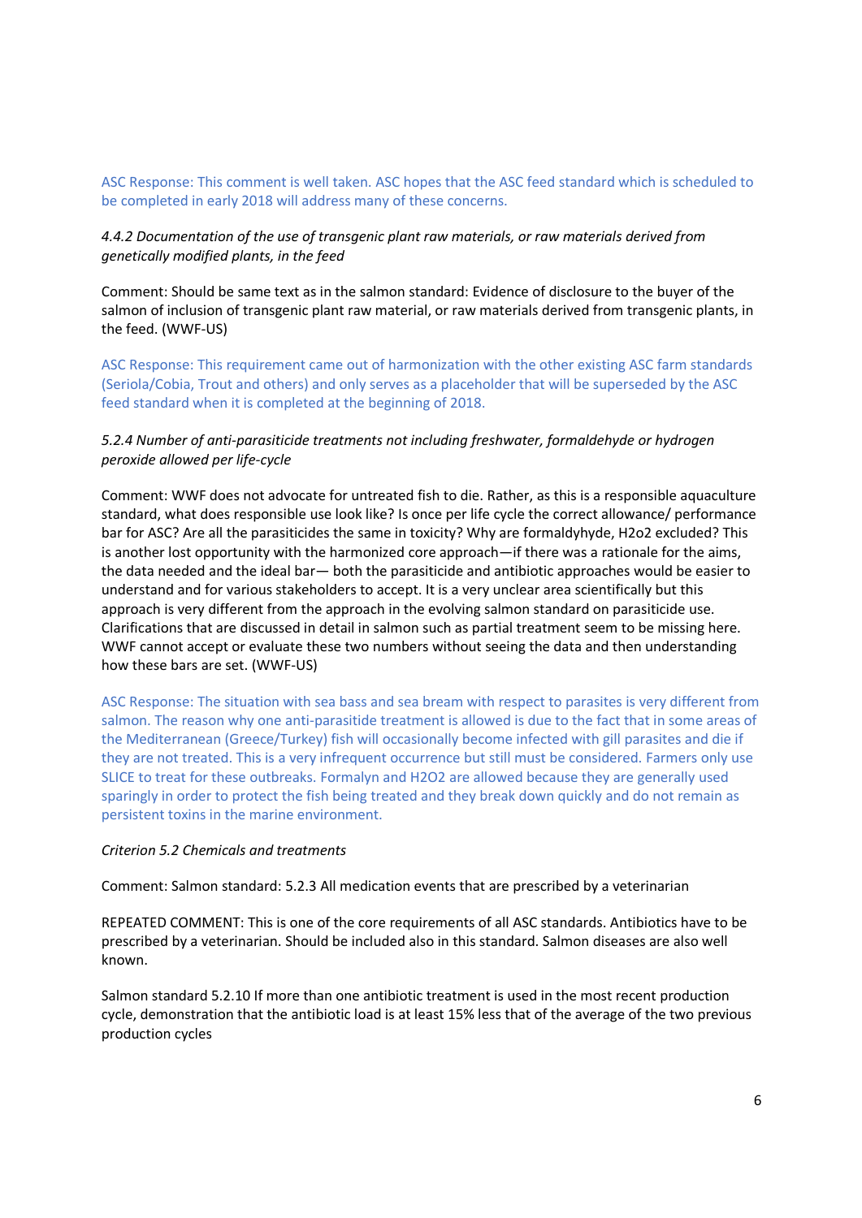ASC Response: This comment is well taken. ASC hopes that the ASC feed standard which is scheduled to be completed in early 2018 will address many of these concerns.

*4.4.2 Documentation of the use of transgenic plant raw materials, or raw materials derived from genetically modified plants, in the feed*

Comment: Should be same text as in the salmon standard: Evidence of disclosure to the buyer of the salmon of inclusion of transgenic plant raw material, or raw materials derived from transgenic plants, in the feed. (WWF-US)

ASC Response: This requirement came out of harmonization with the other existing ASC farm standards (Seriola/Cobia, Trout and others) and only serves as a placeholder that will be superseded by the ASC feed standard when it is completed at the beginning of 2018.

*5.2.4 Number of anti-parasiticide treatments not including freshwater, formaldehyde or hydrogen peroxide allowed per life-cycle*

Comment: WWF does not advocate for untreated fish to die. Rather, as this is a responsible aquaculture standard, what does responsible use look like? Is once per life cycle the correct allowance/ performance bar for ASC? Are all the parasiticides the same in toxicity? Why are formaldyhyde, H2o2 excluded? This is another lost opportunity with the harmonized core approach—if there was a rationale for the aims, the data needed and the ideal bar— both the parasiticide and antibiotic approaches would be easier to understand and for various stakeholders to accept. It is a very unclear area scientifically but this approach is very different from the approach in the evolving salmon standard on parasiticide use. Clarifications that are discussed in detail in salmon such as partial treatment seem to be missing here. WWF cannot accept or evaluate these two numbers without seeing the data and then understanding how these bars are set. (WWF-US)

ASC Response: The situation with sea bass and sea bream with respect to parasites is very different from salmon. The reason why one anti-parasitide treatment is allowed is due to the fact that in some areas of the Mediterranean (Greece/Turkey) fish will occasionally become infected with gill parasites and die if they are not treated. This is a very infrequent occurrence but still must be considered. Farmers only use SLICE to treat for these outbreaks. Formalyn and H2O2 are allowed because they are generally used sparingly in order to protect the fish being treated and they break down quickly and do not remain as persistent toxins in the marine environment.

*Criterion 5.2 Chemicals and treatments*

Comment: Salmon standard: 5.2.3 All medication events that are prescribed by a veterinarian

REPEATED COMMENT: This is one of the core requirements of all ASC standards. Antibiotics have to be prescribed by a veterinarian. Should be included also in this standard. Salmon diseases are also well known.

Salmon standard 5.2.10 If more than one antibiotic treatment is used in the most recent production cycle, demonstration that the antibiotic load is at least 15% less that of the average of the two previous production cycles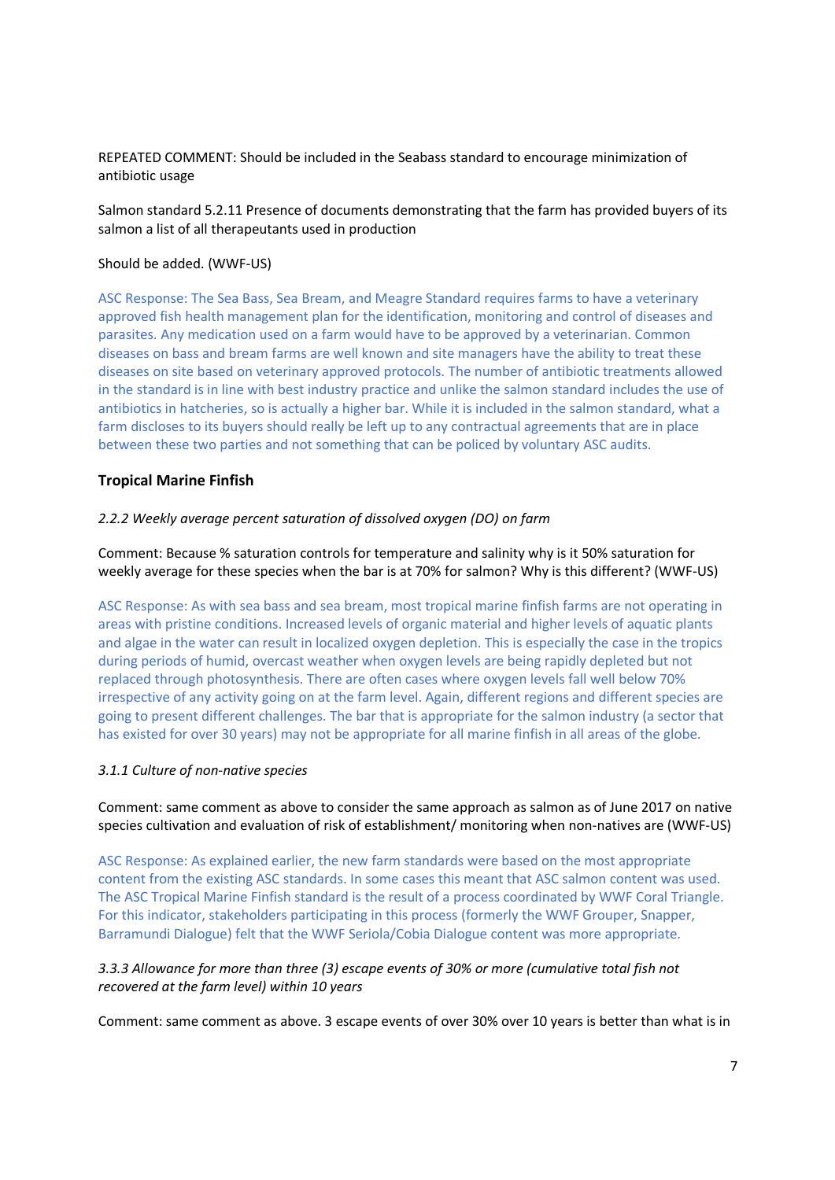REPEATED COMMENT: Should be included in the Seabass standard to encourage minimization of antibiotic usage

Salmon standard 5.2.11 Presence of documents demonstrating that the farm has provided buyers of its salmon a list of all therapeutants used in production

Should be added. (WWF-US)

ASC Response: The Sea Bass, Sea Bream, and Meagre Standard requires farms to have a veterinary approved fish health management plan for the identification, monitoring and control of diseases and parasites. Any medication used on a farm would have to be approved by a veterinarian. Common diseases on bass and bream farms are well known and site managers have the ability to treat these diseases on site based on veterinary approved protocols. The number of antibiotic treatments allowed in the standard is in line with best industry practice and unlike the salmon standard includes the use of antibiotics in hatcheries, so is actually a higher bar. While it is included in the salmon standard, what a farm discloses to its buyers should really be left up to any contractual agreements that are in place between these two parties and not something that can be policed by voluntary ASC audits.

### Tropical Marine Finfish

*2.2.2 Weekly average percent saturation of dissolved oxygen (DO) on farm*

Comment: Because % saturation controls for temperature and salinity why is it 50% saturation for weekly average for these species when the bar is at 70% for salmon? Why is this different? (WWF-US)

ASC Response: As with sea bass and sea bream, most tropical marine finfish farms are not operating in areas with pristine conditions. Increased levels of organic material and higher levels of aquatic plants and algae in the water can result in localized oxygen depletion. This is especially the case in the tropics during periods of humid, overcast weather when oxygen levels are being rapidly depleted but not replaced through photosynthesis. There are often cases where oxygen levels fall well below 70% irrespective of any activity going on at the farm level. Again, different regions and different species are going to present different challenges. The bar that is appropriate for the salmon industry (a sector that has existed for over 30 years) may not be appropriate for all marine finfish in all areas of the globe.

*3.1.1 Culture of non-native species*

Comment: same comment as above to consider the same approach as salmon as of June 2017 on native species cultivation and evaluation of risk of establishment/ monitoring when non-natives are (WWF-US)

ASC Response: As explained earlier, the new farm standards were based on the most appropriate content from the existing ASC standards. In some cases this meant that ASC salmon content was used. The ASC Tropical Marine Finfish standard is the result of a process coordinated by WWF Coral Triangle. For this indicator, stakeholders participating in this process (formerly the WWF Grouper, Snapper, Barramundi Dialogue) felt that the WWF Seriola/Cobia Dialogue content was more appropriate.

*3.3.3 Allowance for more than three (3) escape events of 30% or more (cumulative total fish not recovered at the farm level) within 10 years*

Comment: same comment as above. 3 escape events of over 30% over 10 years is better than what is in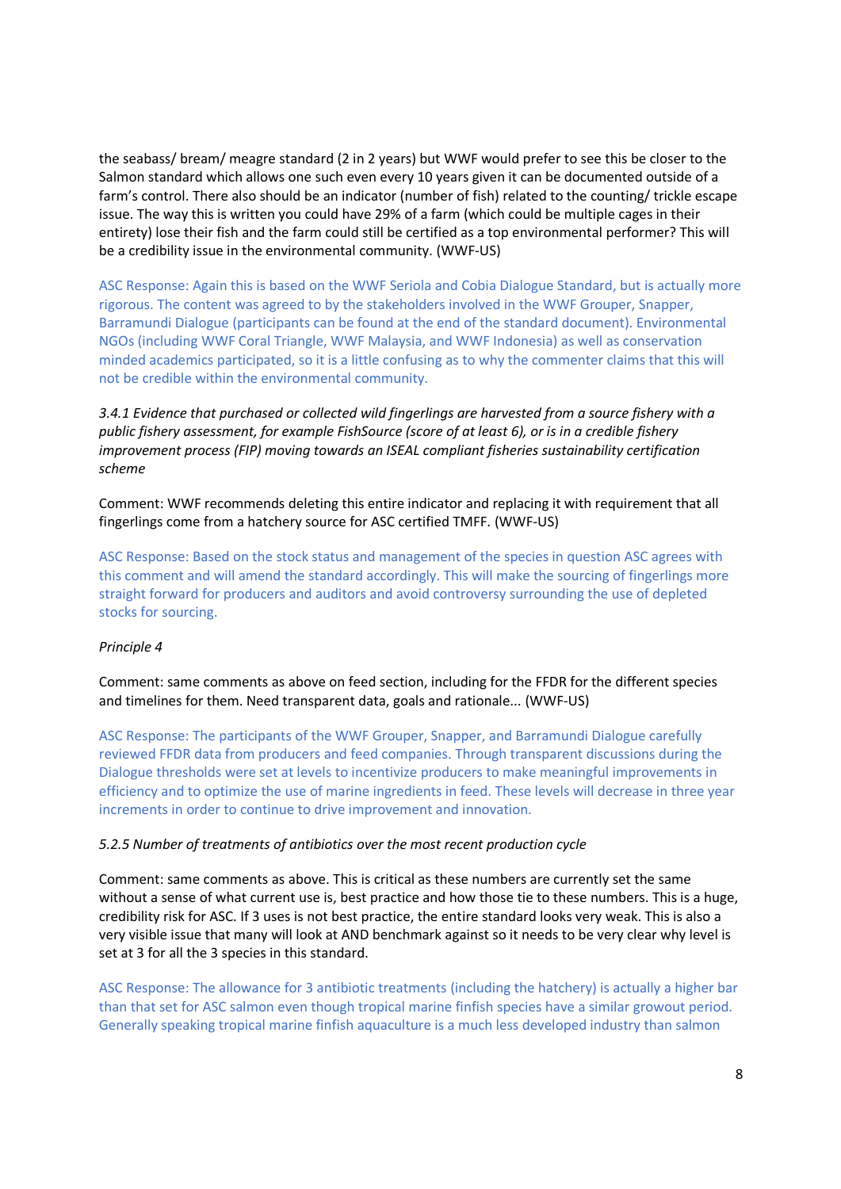the seabass/ bream/ meagre standard (2 in 2 years) but WWF would prefer to see this be closer to the Salmon standard which allows one such even every 10 years given it can be documented outside of a farm's control. There also should be an indicator (number of fish) related to the counting/ trickle escape issue. The way this is written you could have 29% of a farm (which could be multiple cages in their entirety) lose their fish and the farm could still be certified as a top environmental performer? This will be a credibility issue in the environmental community. (WWF-US)

ASC Response: Again this is based on the WWF Seriola and Cobia Dialogue Standard, but is actually more rigorous. The content was agreed to by the stakeholders involved in the WWF Grouper, Snapper, Barramundi Dialogue (participants can be found at the end of the standard document). Environmental NGOs (including WWF Coral Triangle, WWF Malaysia, and WWF Indonesia) as well as conservation minded academics participated, so it is a little confusing as to why the commenter claims that this will not be credible within the environmental community.

*3.4.1 Evidence that purchased or collected wild fingerlings are harvested from a source fishery with a public fishery assessment, for example FishSource (score of at least 6), or is in a credible fishery improvement process (FIP) moving towards an ISEAL compliant fisheries sustainability certification scheme*

Comment: WWF recommends deleting this entire indicator and replacing it with requirement that all fingerlings come from a hatchery source for ASC certified TMFF. (WWF-US)

ASC Response: Based on the stock status and management of the species in question ASC agrees with this comment and will amend the standard accordingly. This will make the sourcing of fingerlings more straight forward for producers and auditors and avoid controversy surrounding the use of depleted stocks for sourcing.

*Principle 4*

Comment: same comments as above on feed section, including for the FFDR for the different species and timelines for them. Need transparent data, goals and rationale... (WWF-US)

ASC Response: The participants of the WWF Grouper, Snapper, and Barramundi Dialogue carefully reviewed FFDR data from producers and feed companies. Through transparent discussions during the Dialogue thresholds were set at levels to incentivize producers to make meaningful improvements in efficiency and to optimize the use of marine ingredients in feed. These levels will decrease in three year increments in order to continue to drive improvement and innovation.

*5.2.5 Number of treatments of antibiotics over the most recent production cycle*

Comment: same comments as above. This is critical as these numbers are currently set the same without a sense of what current use is, best practice and how those tie to these numbers. This is a huge, credibility risk for ASC. If 3 uses is not best practice, the entire standard looks very weak. This is also a very visible issue that many will look at AND benchmark against so it needs to be very clear why level is set at 3 for all the 3 species in this standard.

ASC Response: The allowance for 3 antibiotic treatments (including the hatchery) is actually a higher bar than that set for ASC salmon even though tropical marine finfish species have a similar growout period. Generally speaking tropical marine finfish aquaculture is a much less developed industry than salmon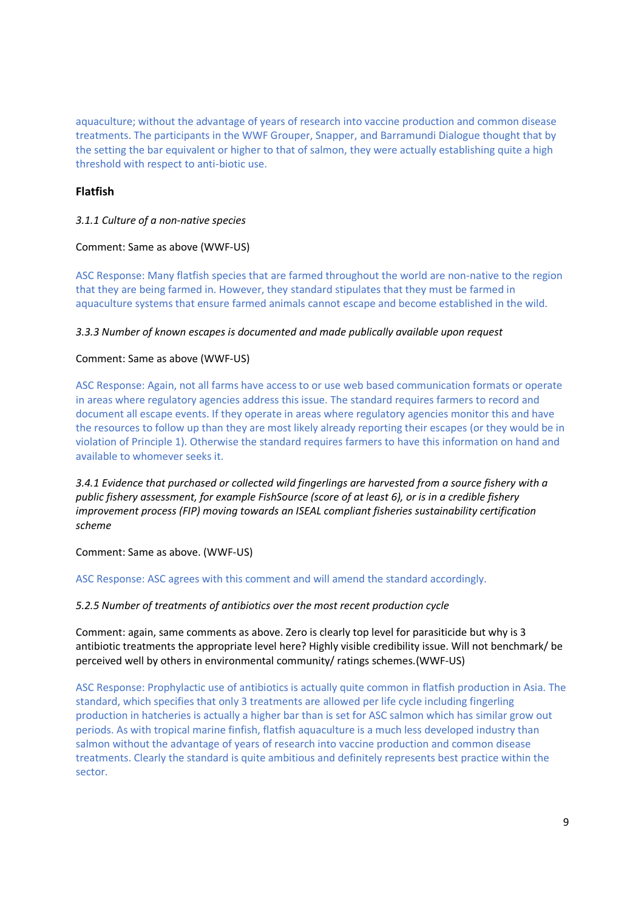aquaculture; without the advantage of years of research into vaccine production and common disease treatments. The participants in the WWF Grouper, Snapper, and Barramundi Dialogue thought that by the setting the bar equivalent or higher to that of salmon, they were actually establishing quite a high threshold with respect to anti-biotic use.

**Flatfish**

*3.1.1 Culture of a non-native species*

Comment: Same as above (WWF-US)

ASC Response: Many flatfish species that are farmed throughout the world are non-native to the region that they are being farmed in. However, they standard stipulates that they must be farmed in aquaculture systems that ensure farmed animals cannot escape and become established in the wild.

*3.3.3 Number of known escapes is documented and made publically available upon request*

Comment: Same as above (WWF-US)

ASC Response: Again, not all farms have access to or use web based communication formats or operate in areas where regulatory agencies address this issue. The standard requires farmers to record and document all escape events. If they operate in areas where regulatory agencies monitor this and have the resources to follow up than they are most likely already reporting their escapes (or they would be in violation of Principle 1). Otherwise the standard requires farmers to have this information on hand and available to whomever seeks it.

*3.4.1 Evidence that purchased or collected wild fingerlings are harvested from a source fishery with a public fishery assessment, for example FishSource (score of at least 6), or is in a credible fishery improvement process (FIP) moving towards an ISEAL compliant fisheries sustainability certification scheme*

Comment: Same as above. (WWF-US)

ASC Response: ASC agrees with this comment and will amend the standard accordingly.

*5.2.5 Number of treatments of antibiotics over the most recent production cycle*

Comment: again, same comments as above. Zero is clearly top level for parasiticide but why is 3 antibiotic treatments the appropriate level here? Highly visible credibility issue. Will not benchmark/ be perceived well by others in environmental community/ ratings schemes.(WWF-US)

ASC Response: Prophylactic use of antibiotics is actually quite common in flatfish production in Asia. The standard, which specifies that only 3 treatments are allowed per life cycle including fingerling production in hatcheries is actually a higher bar than is set for ASC salmon which has similar grow out periods. As with tropical marine finfish, flatfish aquaculture is a much less developed industry than salmon without the advantage of years of research into vaccine production and common disease treatments. Clearly the standard is quite ambitious and definitely represents best practice within the sector.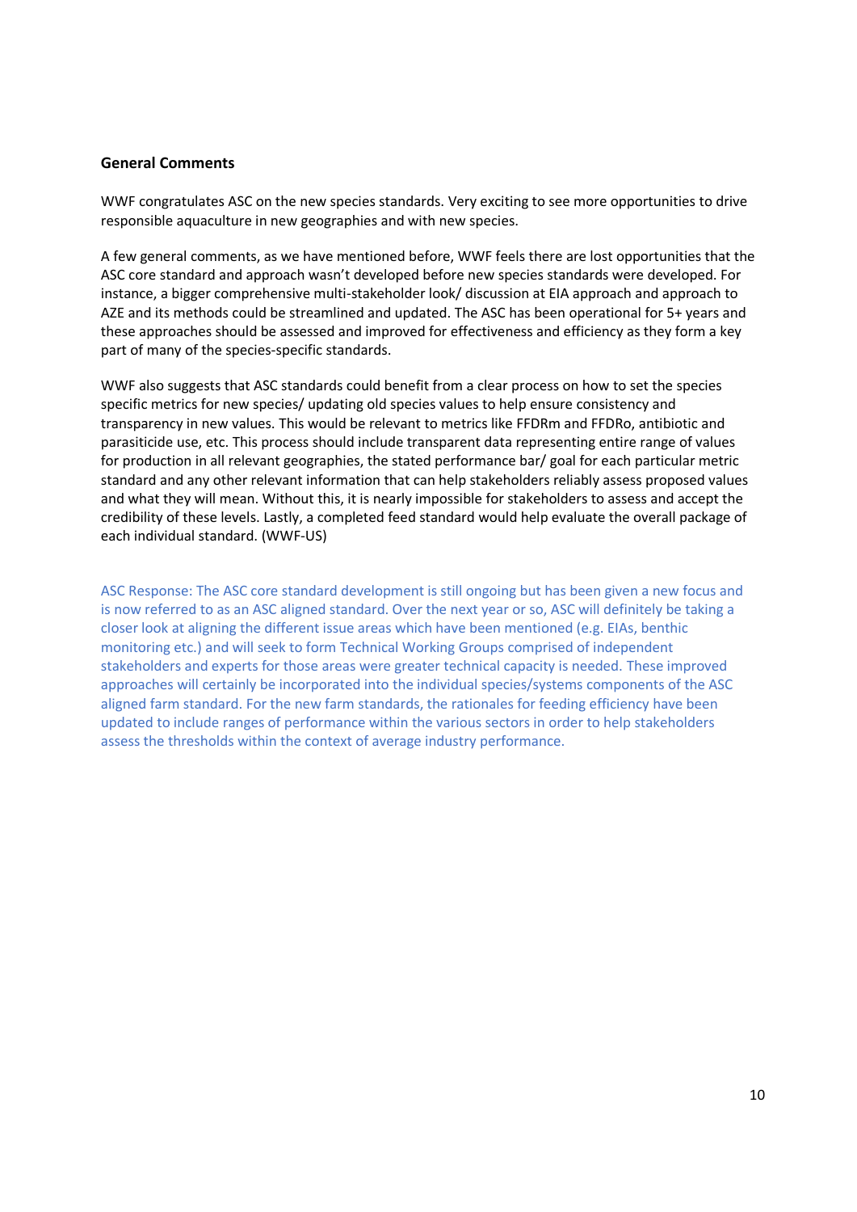### General Comments

WWF congratulates ASC on the new species standards. Very exciting to see more opportunities to drive responsible aquaculture in new geographies and with new species.

A few general comments, as we have mentioned before, WWF feels there are lost opportunities that the ASC core standard and approach wasn't developed before new species standards were developed. For instance, a bigger comprehensive multi-stakeholder look/ discussion at EIA approach and approach to AZE and its methods could be streamlined and updated. The ASC has been operational for 5+ years and these approaches should be assessed and improved for effectiveness and efficiency as they form a key part of many of the species-specific standards.

WWF also suggests that ASC standards could benefit from a clear process on how to set the species specific metrics for new species/ updating old species values to help ensure consistency and transparency in new values. This would be relevant to metrics like FFDRm and FFDRo, antibiotic and parasiticide use, etc. This process should include transparent data representing entire range of values for production in all relevant geographies, the stated performance bar/ goal for each particular metric standard and any other relevant information that can help stakeholders reliably assess proposed values and what they will mean. Without this, it is nearly impossible for stakeholders to assess and accept the credibility of these levels. Lastly, a completed feed standard would help evaluate the overall package of each individual standard. (WWF-US)

ASC Response: The ASC core standard development is still ongoing but has been given a new focus and is now referred to as an ASC aligned standard. Over the next year or so, ASC will definitely be taking a closer look at aligning the different issue areas which have been mentioned (e.g. EIAs, benthic monitoring etc.) and will seek to form Technical Working Groups comprised of independent stakeholders and experts for those areas were greater technical capacity is needed. These improved approaches will certainly be incorporated into the individual species/systems components of the ASC aligned farm standard. For the new farm standards, the rationales for feeding efficiency have been updated to include ranges of performance within the various sectors in order to help stakeholders assess the thresholds within the context of average industry performance.